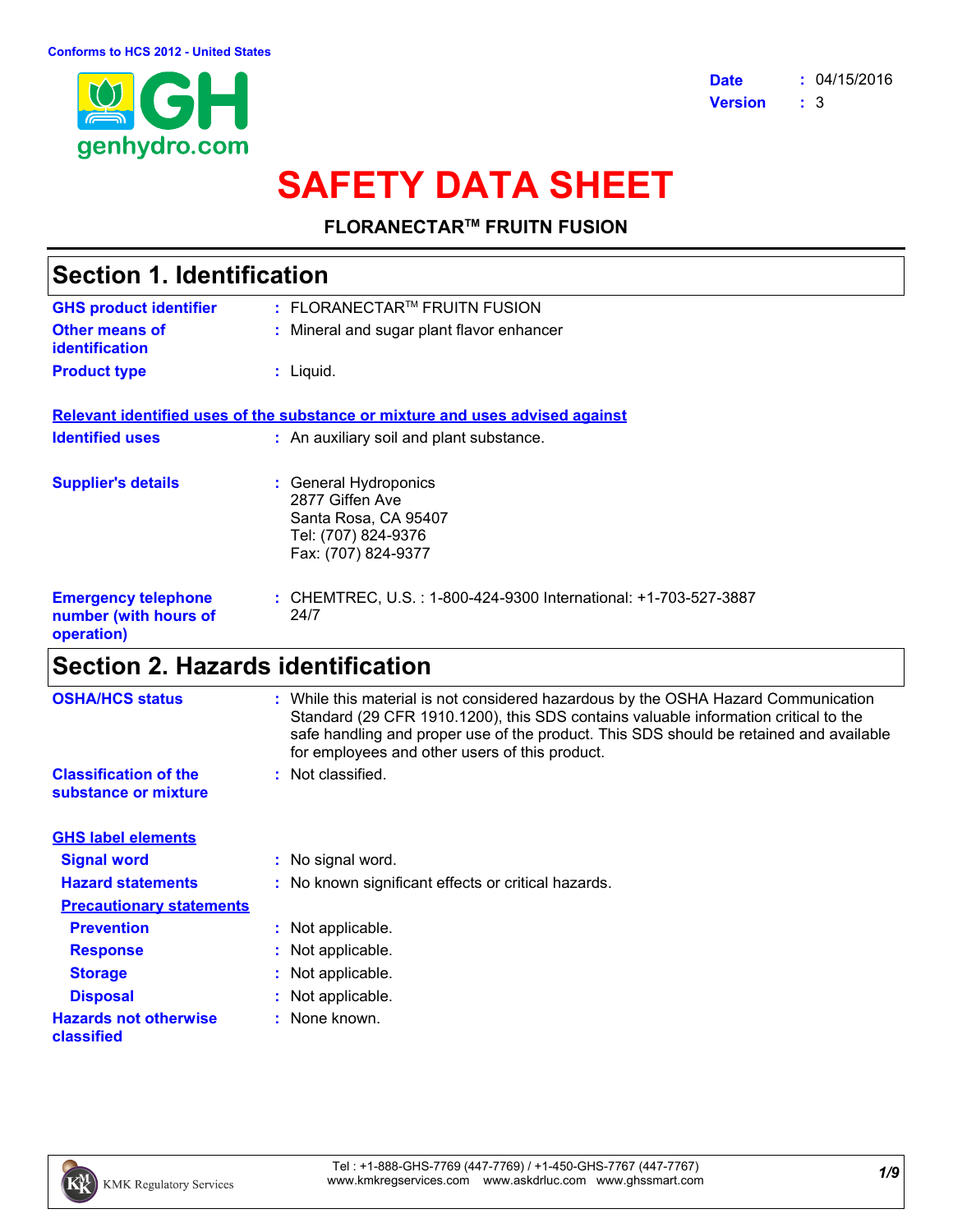Conforms to HCS 2012 - United States

**Date** : 04/15/2016
**Version** : 3

# SAFETY DATA SHEET

**FLORANECTAR™ FRUITN FUSION**

## Section 1. Identification

**GHS product identifier** : FLORANECTAR™ FRUITN FUSION

**Other means of identification** : Mineral and sugar plant flavor enhancer

**Product type** : Liquid.

**Relevant identified uses of the substance or mixture and uses advised against**

**Identified uses** : An auxiliary soil and plant substance.

**Supplier's details** : General Hydroponics
2877 Giffen Ave
Santa Rosa, CA 95407
Tel: (707) 824-9376
Fax: (707) 824-9377

**Emergency telephone number (with hours of operation)** : CHEMTREC, U.S. : 1-800-424-9300 International: +1-703-527-3887
24/7

## Section 2. Hazards identification

**OSHA/HCS status** : While this material is not considered hazardous by the OSHA Hazard Communication Standard (29 CFR 1910.1200), this SDS contains valuable information critical to the safe handling and proper use of the product. This SDS should be retained and available for employees and other users of this product.

**Classification of the substance or mixture** : Not classified.

**GHS label elements**

**Signal word** : No signal word.

**Hazard statements** : No known significant effects or critical hazards.

**Precautionary statements**

**Prevention** : Not applicable.

**Response** : Not applicable.

**Storage** : Not applicable.

**Disposal** : Not applicable.

**Hazards not otherwise classified** : None known.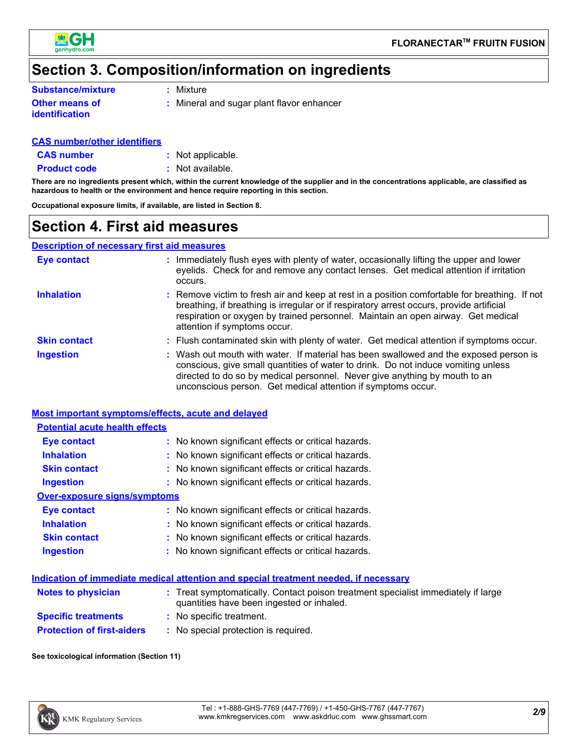## Section 3. Composition/information on ingredients

**Substance/mixture** : Mixture

**Other means of identification** : Mineral and sugar plant flavor enhancer

**CAS number/other identifiers**

**CAS number** : Not applicable.

**Product code** : Not available.

**There are no ingredients present which, within the current knowledge of the supplier and in the concentrations applicable, are classified as hazardous to health or the environment and hence require reporting in this section.**

**Occupational exposure limits, if available, are listed in Section 8.**

## Section 4. First aid measures

**Description of necessary first aid measures**

**Eye contact** : Immediately flush eyes with plenty of water, occasionally lifting the upper and lower eyelids. Check for and remove any contact lenses. Get medical attention if irritation occurs.

**Inhalation** : Remove victim to fresh air and keep at rest in a position comfortable for breathing. If not breathing, if breathing is irregular or if respiratory arrest occurs, provide artificial respiration or oxygen by trained personnel. Maintain an open airway. Get medical attention if symptoms occur.

**Skin contact** : Flush contaminated skin with plenty of water. Get medical attention if symptoms occur.

**Ingestion** : Wash out mouth with water. If material has been swallowed and the exposed person is conscious, give small quantities of water to drink. Do not induce vomiting unless directed to do so by medical personnel. Never give anything by mouth to an unconscious person. Get medical attention if symptoms occur.

**Most important symptoms/effects, acute and delayed**

**Potential acute health effects**

**Eye contact** : No known significant effects or critical hazards.

**Inhalation** : No known significant effects or critical hazards.

**Skin contact** : No known significant effects or critical hazards.

**Ingestion** : No known significant effects or critical hazards.

**Over-exposure signs/symptoms**

**Eye contact** : No known significant effects or critical hazards.

**Inhalation** : No known significant effects or critical hazards.

**Skin contact** : No known significant effects or critical hazards.

**Ingestion** : No known significant effects or critical hazards.

**Indication of immediate medical attention and special treatment needed, if necessary**

**Notes to physician** : Treat symptomatically. Contact poison treatment specialist immediately if large quantities have been ingested or inhaled.

**Specific treatments** : No specific treatment.

**Protection of first-aiders** : No special protection is required.

**See toxicological information (Section 11)**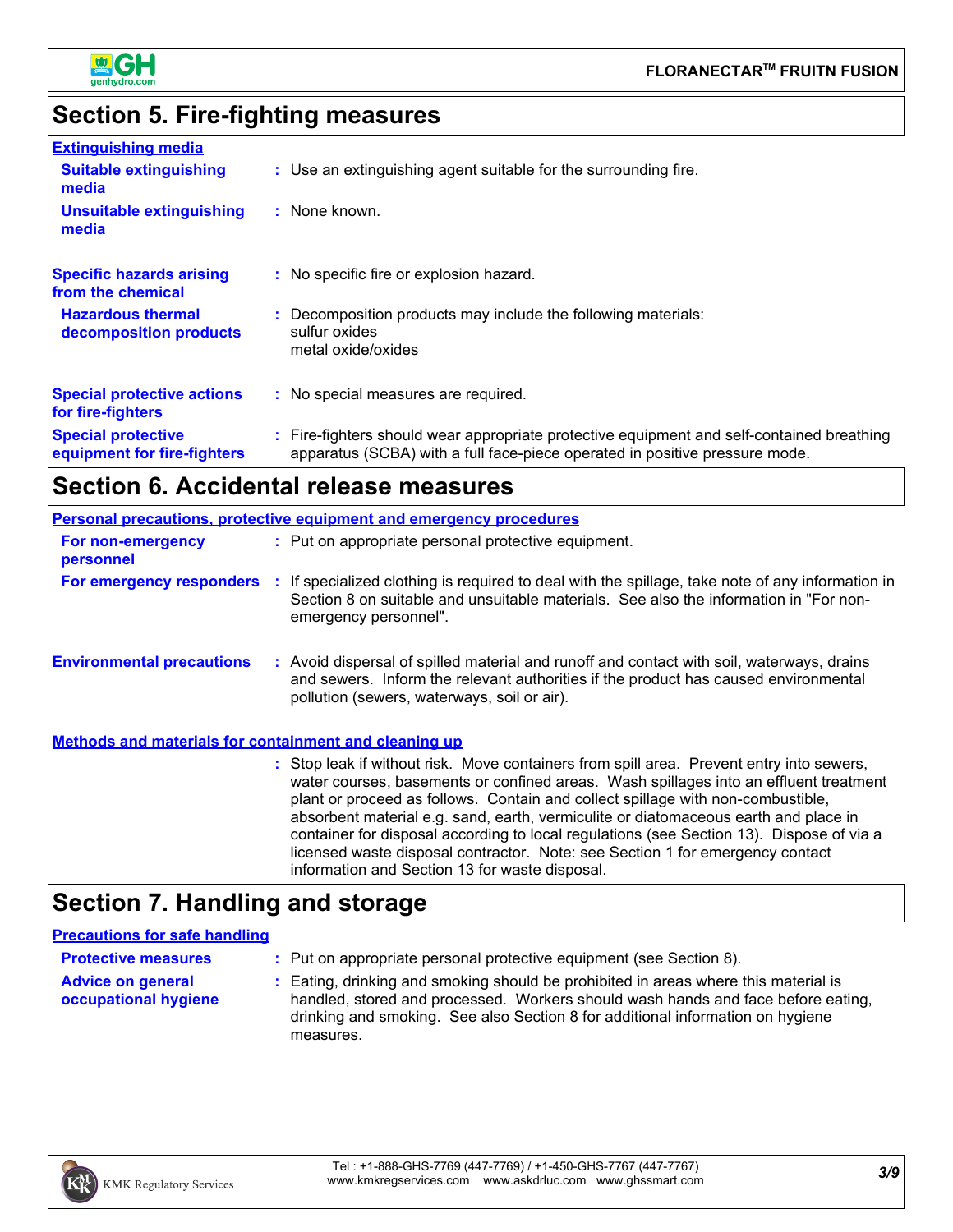## Section 5. Fire-fighting measures

### Extinguishing media

**Suitable extinguishing media** : Use an extinguishing agent suitable for the surrounding fire.

**Unsuitable extinguishing media** : None known.

**Specific hazards arising from the chemical** : No specific fire or explosion hazard.

**Hazardous thermal decomposition products** : Decomposition products may include the following materials:
sulfur oxides
metal oxide/oxides

**Special protective actions for fire-fighters** : No special measures are required.

**Special protective equipment for fire-fighters** : Fire-fighters should wear appropriate protective equipment and self-contained breathing apparatus (SCBA) with a full face-piece operated in positive pressure mode.

## Section 6. Accidental release measures

### Personal precautions, protective equipment and emergency procedures

**For non-emergency personnel** : Put on appropriate personal protective equipment.

**For emergency responders** : If specialized clothing is required to deal with the spillage, take note of any information in Section 8 on suitable and unsuitable materials. See also the information in "For non-emergency personnel".

**Environmental precautions** : Avoid dispersal of spilled material and runoff and contact with soil, waterways, drains and sewers. Inform the relevant authorities if the product has caused environmental pollution (sewers, waterways, soil or air).

### Methods and materials for containment and cleaning up

: Stop leak if without risk. Move containers from spill area. Prevent entry into sewers, water courses, basements or confined areas. Wash spillages into an effluent treatment plant or proceed as follows. Contain and collect spillage with non-combustible, absorbent material e.g. sand, earth, vermiculite or diatomaceous earth and place in container for disposal according to local regulations (see Section 13). Dispose of via a licensed waste disposal contractor. Note: see Section 1 for emergency contact information and Section 13 for waste disposal.

## Section 7. Handling and storage

### Precautions for safe handling

**Protective measures** : Put on appropriate personal protective equipment (see Section 8).

**Advice on general occupational hygiene** : Eating, drinking and smoking should be prohibited in areas where this material is handled, stored and processed. Workers should wash hands and face before eating, drinking and smoking. See also Section 8 for additional information on hygiene measures.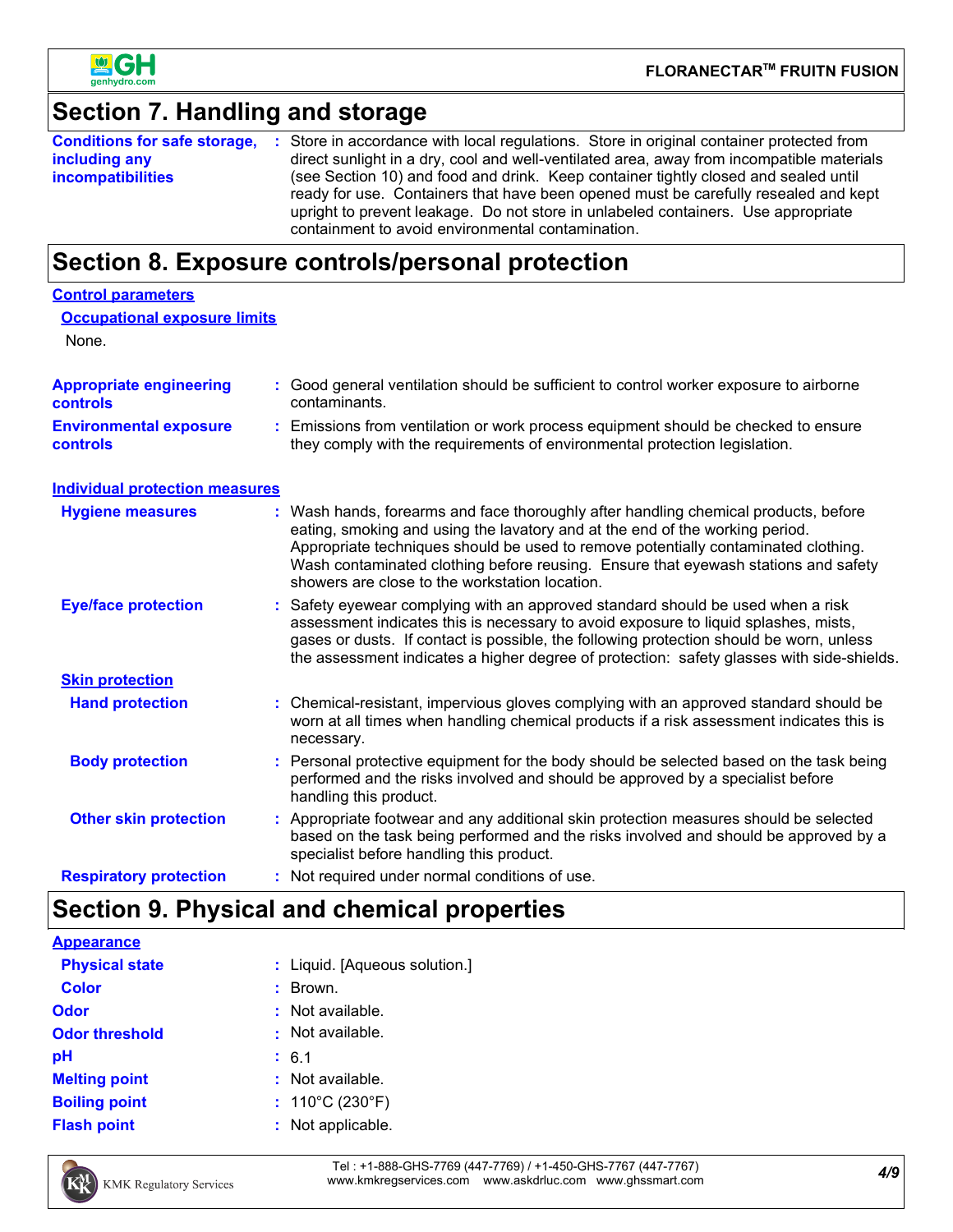## Section 7. Handling and storage

**Conditions for safe storage, including any incompatibilities** : Store in accordance with local regulations. Store in original container protected from direct sunlight in a dry, cool and well-ventilated area, away from incompatible materials (see Section 10) and food and drink. Keep container tightly closed and sealed until ready for use. Containers that have been opened must be carefully resealed and kept upright to prevent leakage. Do not store in unlabeled containers. Use appropriate containment to avoid environmental contamination.

## Section 8. Exposure controls/personal protection

**Control parameters**

**Occupational exposure limits**

None.

**Appropriate engineering controls** : Good general ventilation should be sufficient to control worker exposure to airborne contaminants.

**Environmental exposure controls** : Emissions from ventilation or work process equipment should be checked to ensure they comply with the requirements of environmental protection legislation.

**Individual protection measures**

**Hygiene measures** : Wash hands, forearms and face thoroughly after handling chemical products, before eating, smoking and using the lavatory and at the end of the working period. Appropriate techniques should be used to remove potentially contaminated clothing. Wash contaminated clothing before reusing. Ensure that eyewash stations and safety showers are close to the workstation location.

**Eye/face protection** : Safety eyewear complying with an approved standard should be used when a risk assessment indicates this is necessary to avoid exposure to liquid splashes, mists, gases or dusts. If contact is possible, the following protection should be worn, unless the assessment indicates a higher degree of protection: safety glasses with side-shields.

**Skin protection**

**Hand protection** : Chemical-resistant, impervious gloves complying with an approved standard should be worn at all times when handling chemical products if a risk assessment indicates this is necessary.

**Body protection** : Personal protective equipment for the body should be selected based on the task being performed and the risks involved and should be approved by a specialist before handling this product.

**Other skin protection** : Appropriate footwear and any additional skin protection measures should be selected based on the task being performed and the risks involved and should be approved by a specialist before handling this product.

**Respiratory protection** : Not required under normal conditions of use.

## Section 9. Physical and chemical properties

**Appearance**

**Physical state** : Liquid. [Aqueous solution.]

**Color** : Brown.

**Odor** : Not available.

**Odor threshold** : Not available.

**pH** : 6.1

**Melting point** : Not available.

**Boiling point** : 110°C (230°F)

**Flash point** : Not applicable.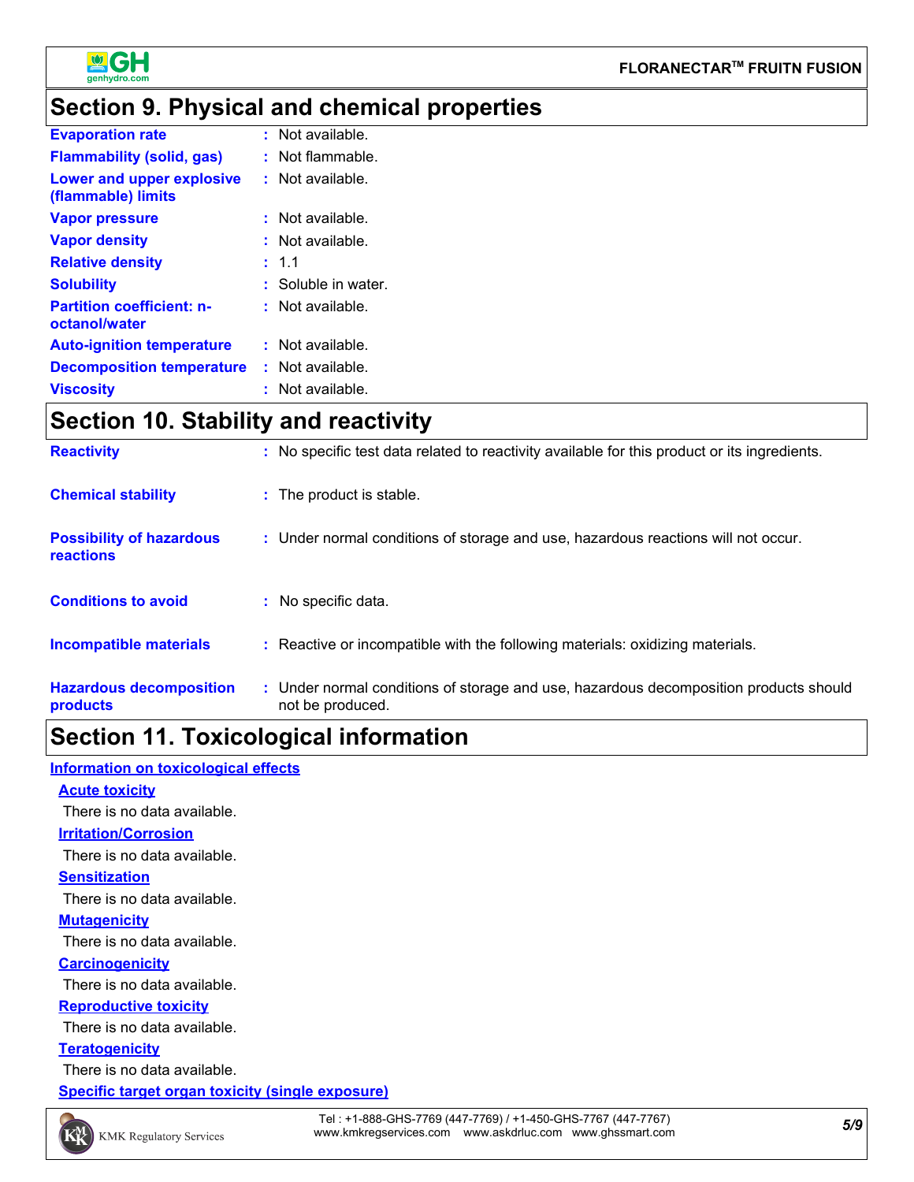## Section 9. Physical and chemical properties

| | |
|---|---|
| **Evaporation rate** | : Not available. |
| **Flammability (solid, gas)** | : Not flammable. |
| **Lower and upper explosive (flammable) limits** | : Not available. |
| **Vapor pressure** | : Not available. |
| **Vapor density** | : Not available. |
| **Relative density** | : 1.1 |
| **Solubility** | : Soluble in water. |
| **Partition coefficient: n-octanol/water** | : Not available. |
| **Auto-ignition temperature** | : Not available. |
| **Decomposition temperature** | : Not available. |
| **Viscosity** | : Not available. |

## Section 10. Stability and reactivity

| | |
|---|---|
| **Reactivity** | : No specific test data related to reactivity available for this product or its ingredients. |
| **Chemical stability** | : The product is stable. |
| **Possibility of hazardous reactions** | : Under normal conditions of storage and use, hazardous reactions will not occur. |
| **Conditions to avoid** | : No specific data. |
| **Incompatible materials** | : Reactive or incompatible with the following materials: oxidizing materials. |
| **Hazardous decomposition products** | : Under normal conditions of storage and use, hazardous decomposition products should not be produced. |

## Section 11. Toxicological information

**Information on toxicological effects**

**Acute toxicity**

There is no data available.

**Irritation/Corrosion**

There is no data available.

**Sensitization**

There is no data available.

**Mutagenicity**

There is no data available.

**Carcinogenicity**

There is no data available.

**Reproductive toxicity**

There is no data available.

**Teratogenicity**

There is no data available.

**Specific target organ toxicity (single exposure)**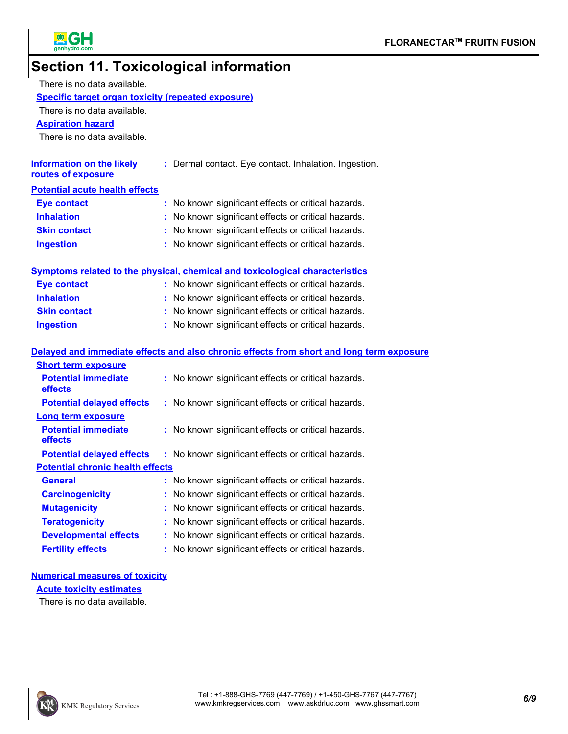## Section 11. Toxicological information

There is no data available.

**Specific target organ toxicity (repeated exposure)**

There is no data available.

**Aspiration hazard**

There is no data available.

**Information on the likely routes of exposure** : Dermal contact. Eye contact. Inhalation. Ingestion.

**Potential acute health effects**

**Eye contact** : No known significant effects or critical hazards.
**Inhalation** : No known significant effects or critical hazards.
**Skin contact** : No known significant effects or critical hazards.
**Ingestion** : No known significant effects or critical hazards.

**Symptoms related to the physical, chemical and toxicological characteristics**

**Eye contact** : No known significant effects or critical hazards.
**Inhalation** : No known significant effects or critical hazards.
**Skin contact** : No known significant effects or critical hazards.
**Ingestion** : No known significant effects or critical hazards.

**Delayed and immediate effects and also chronic effects from short and long term exposure**

**Short term exposure**

**Potential immediate effects** : No known significant effects or critical hazards.
**Potential delayed effects** : No known significant effects or critical hazards.

**Long term exposure**

**Potential immediate effects** : No known significant effects or critical hazards.
**Potential delayed effects** : No known significant effects or critical hazards.

**Potential chronic health effects**

**General** : No known significant effects or critical hazards.
**Carcinogenicity** : No known significant effects or critical hazards.
**Mutagenicity** : No known significant effects or critical hazards.
**Teratogenicity** : No known significant effects or critical hazards.
**Developmental effects** : No known significant effects or critical hazards.
**Fertility effects** : No known significant effects or critical hazards.

**Numerical measures of toxicity**

**Acute toxicity estimates**

There is no data available.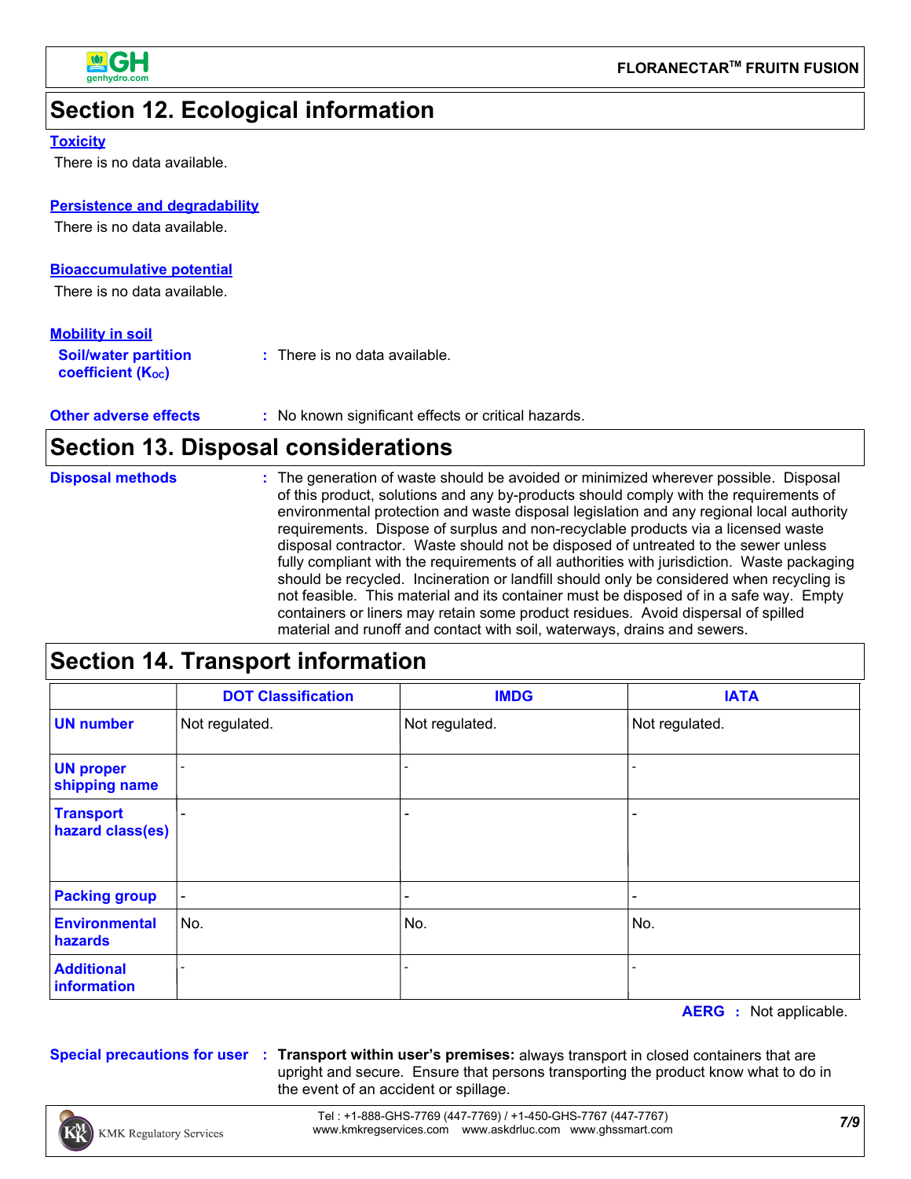## Section 12. Ecological information

### Toxicity

There is no data available.

### Persistence and degradability

There is no data available.

### Bioaccumulative potential

There is no data available.

### Mobility in soil

**Soil/water partition coefficient ($K_{OC}$)** : There is no data available.

**Other adverse effects** : No known significant effects or critical hazards.

## Section 13. Disposal considerations

**Disposal methods** : The generation of waste should be avoided or minimized wherever possible. Disposal of this product, solutions and any by-products should comply with the requirements of environmental protection and waste disposal legislation and any regional local authority requirements. Dispose of surplus and non-recyclable products via a licensed waste disposal contractor. Waste should not be disposed of untreated to the sewer unless fully compliant with the requirements of all authorities with jurisdiction. Waste packaging should be recycled. Incineration or landfill should only be considered when recycling is not feasible. This material and its container must be disposed of in a safe way. Empty containers or liners may retain some product residues. Avoid dispersal of spilled material and runoff and contact with soil, waterways, drains and sewers.

## Section 14. Transport information

| | DOT Classification | IMDG | IATA |
|---|---|---|---|
| UN number | Not regulated. | Not regulated. | Not regulated. |
| UN proper shipping name | - | - | - |
| Transport hazard class(es) | - | - | - |
| Packing group | - | - | - |
| Environmental hazards | No. | No. | No. |
| Additional information | - | - | - |

**AERG** : Not applicable.

**Special precautions for user** : **Transport within user's premises:** always transport in closed containers that are upright and secure. Ensure that persons transporting the product know what to do in the event of an accident or spillage.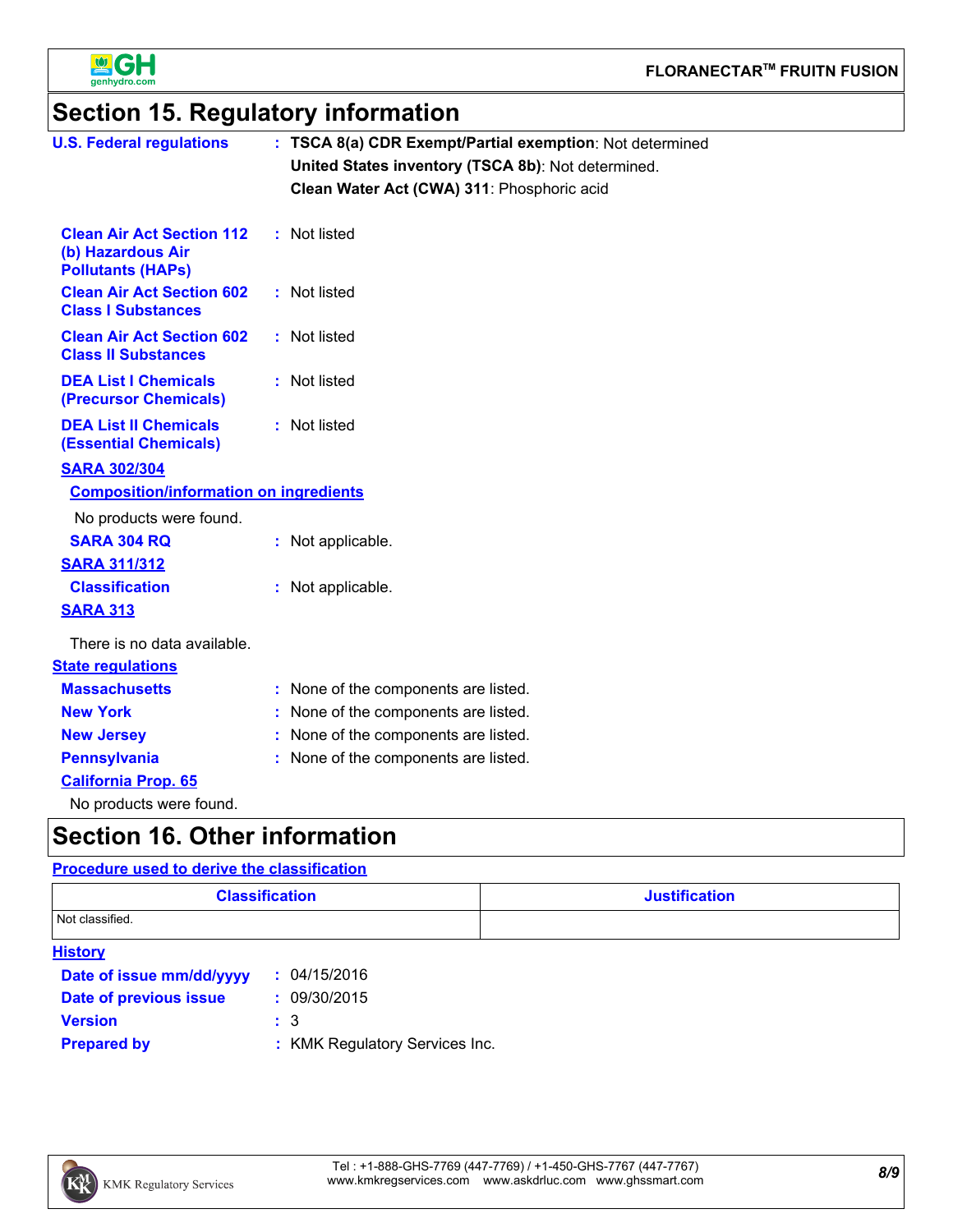# Section 15. Regulatory information

**U.S. Federal regulations** : **TSCA 8(a) CDR Exempt/Partial exemption**: Not determined

**United States inventory (TSCA 8b)**: Not determined.

**Clean Water Act (CWA) 311**: Phosphoric acid

**Clean Air Act Section 112 (b) Hazardous Air Pollutants (HAPs)** : Not listed

**Clean Air Act Section 602 Class I Substances** : Not listed

**Clean Air Act Section 602 Class II Substances** : Not listed

**DEA List I Chemicals (Precursor Chemicals)** : Not listed

**DEA List II Chemicals (Essential Chemicals)** : Not listed

**SARA 302/304**

**Composition/information on ingredients**

No products were found.

**SARA 304 RQ** : Not applicable.

**SARA 311/312**

**Classification** : Not applicable.

**SARA 313**

There is no data available.

**State regulations**

**Massachusetts** : None of the components are listed.

**New York** : None of the components are listed.

**New Jersey** : None of the components are listed.

**Pennsylvania** : None of the components are listed.

**California Prop. 65**

No products were found.

# Section 16. Other information

**Procedure used to derive the classification**

| Classification | Justification |
| --- | --- |
| Not classified. | |

**History**

**Date of issue mm/dd/yyyy** : 04/15/2016

**Date of previous issue** : 09/30/2015

**Version** : 3

**Prepared by** : KMK Regulatory Services Inc.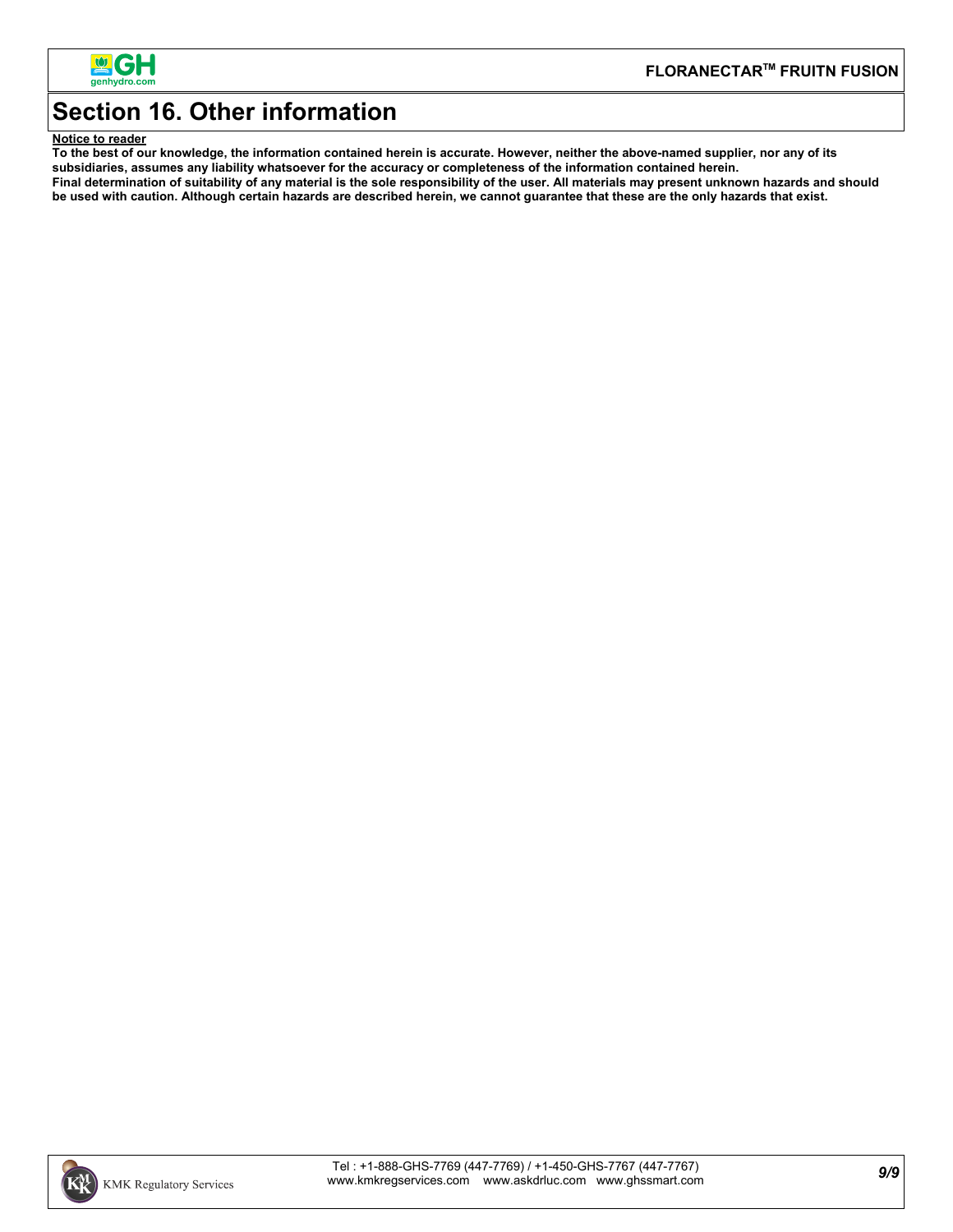# Section 16. Other information

**Notice to reader**

**To the best of our knowledge, the information contained herein is accurate. However, neither the above-named supplier, nor any of its subsidiaries, assumes any liability whatsoever for the accuracy or completeness of the information contained herein.**
**Final determination of suitability of any material is the sole responsibility of the user. All materials may present unknown hazards and should be used with caution. Although certain hazards are described herein, we cannot guarantee that these are the only hazards that exist.**